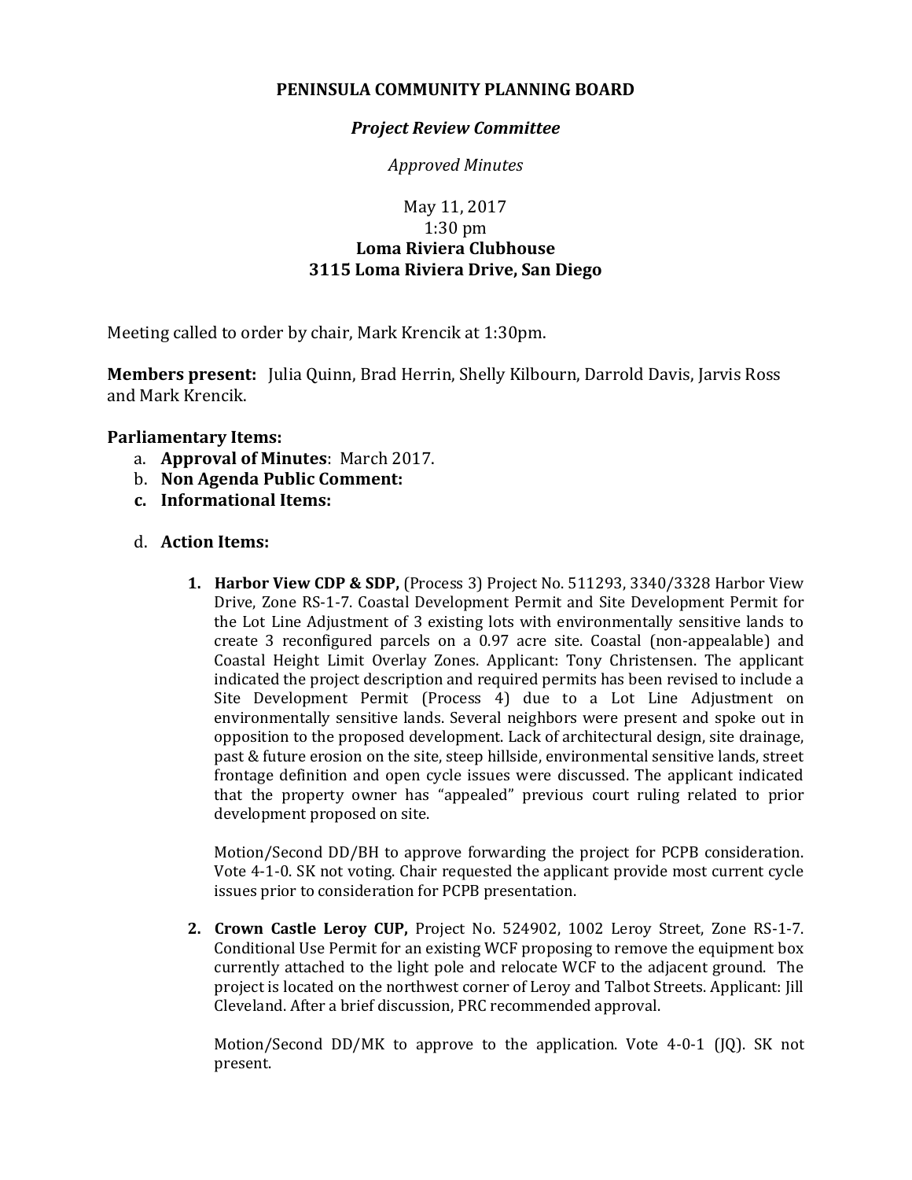# PENINSULA COMMUNITY PLANNING BOARD

## *Project Review Committee*

*Approved Minutes*

May 11, 2017
1:30 pm
**Loma Riviera Clubhouse**
**3115 Loma Riviera Drive, San Diego**

Meeting called to order by chair, Mark Krencik at 1:30pm.

**Members present:** Julia Quinn, Brad Herrin, Shelly Kilbourn, Darrold Davis, Jarvis Ross and Mark Krencik.

**Parliamentary Items:**

a. **Approval of Minutes**: March 2017.
b. **Non Agenda Public Comment:**
c. **Informational Items:**
d. **Action Items:**

1. **Harbor View CDP & SDP,** (Process 3) Project No. 511293, 3340/3328 Harbor View Drive, Zone RS-1-7. Coastal Development Permit and Site Development Permit for the Lot Line Adjustment of 3 existing lots with environmentally sensitive lands to create 3 reconfigured parcels on a 0.97 acre site. Coastal (non-appealable) and Coastal Height Limit Overlay Zones. Applicant: Tony Christensen. The applicant indicated the project description and required permits has been revised to include a Site Development Permit (Process 4) due to a Lot Line Adjustment on environmentally sensitive lands. Several neighbors were present and spoke out in opposition to the proposed development. Lack of architectural design, site drainage, past & future erosion on the site, steep hillside, environmental sensitive lands, street frontage definition and open cycle issues were discussed. The applicant indicated that the property owner has "appealed" previous court ruling related to prior development proposed on site.

   Motion/Second DD/BH to approve forwarding the project for PCPB consideration. Vote 4-1-0. SK not voting. Chair requested the applicant provide most current cycle issues prior to consideration for PCPB presentation.

2. **Crown Castle Leroy CUP,** Project No. 524902, 1002 Leroy Street, Zone RS-1-7. Conditional Use Permit for an existing WCF proposing to remove the equipment box currently attached to the light pole and relocate WCF to the adjacent ground. The project is located on the northwest corner of Leroy and Talbot Streets. Applicant: Jill Cleveland. After a brief discussion, PRC recommended approval.

   Motion/Second DD/MK to approve to the application. Vote 4-0-1 (JQ). SK not present.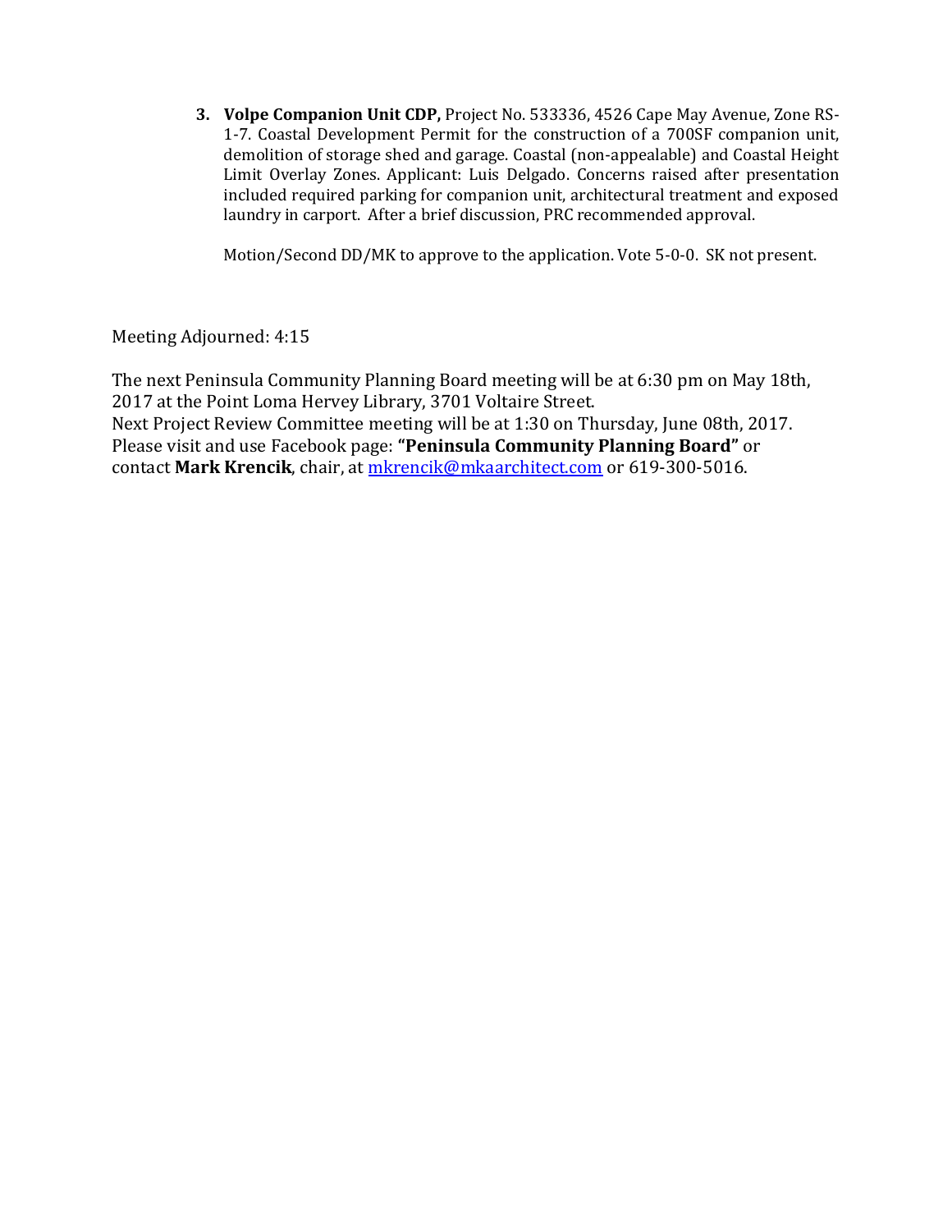3. **Volpe Companion Unit CDP,** Project No. 533336, 4526 Cape May Avenue, Zone RS-1-7. Coastal Development Permit for the construction of a 700SF companion unit, demolition of storage shed and garage. Coastal (non-appealable) and Coastal Height Limit Overlay Zones. Applicant: Luis Delgado. Concerns raised after presentation included required parking for companion unit, architectural treatment and exposed laundry in carport. After a brief discussion, PRC recommended approval.

   Motion/Second DD/MK to approve to the application. Vote 5-0-0. SK not present.

Meeting Adjourned: 4:15

The next Peninsula Community Planning Board meeting will be at 6:30 pm on May 18th, 2017 at the Point Loma Hervey Library, 3701 Voltaire Street.
Next Project Review Committee meeting will be at 1:30 on Thursday, June 08th, 2017.
Please visit and use Facebook page: **"Peninsula Community Planning Board"** or contact **Mark Krencik**, chair, at mkrencik@mkaarchitect.com or 619-300-5016.